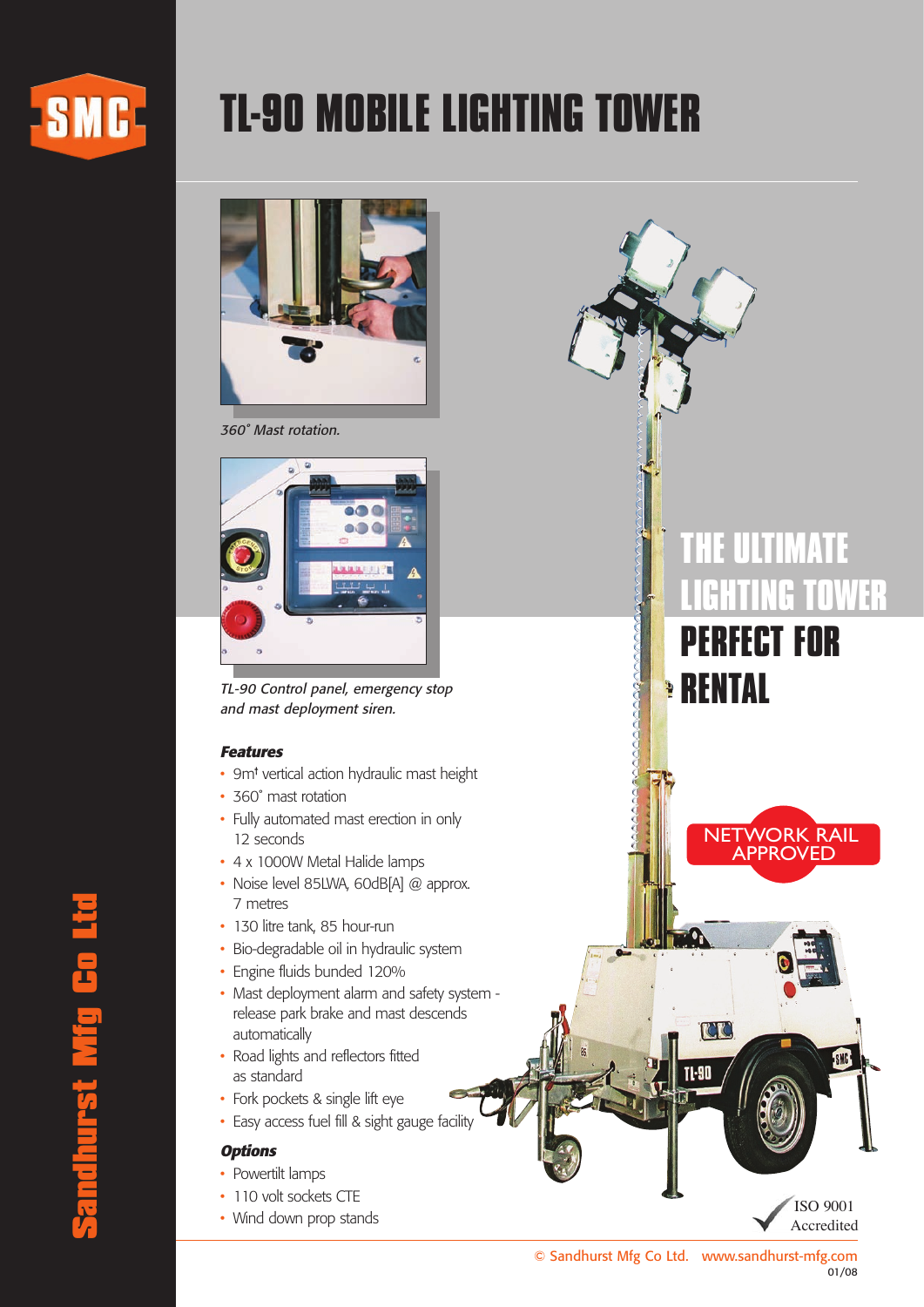SMC

# TL-90 MOBILE LIGHTING TOWER

*360° Mast rotation.*

*TL-90 Control panel, emergency stop and mast deployment siren.*

## THE ULTIMATE LIGHTING TOWER PERFECT FOR RENTAL

NETWORK RAIL APPROVED

### *Features*

- 9m† vertical action hydraulic mast height
- 360° mast rotation
- Fully automated mast erection in only 12 seconds
- 4 x 1000W Metal Halide lamps
- Noise level 85LWA, 60dB[A] @ approx. 7 metres
- 130 litre tank, 85 hour-run
- Bio-degradable oil in hydraulic system
- Engine fluids bunded 120%
- Mast deployment alarm and safety system - release park brake and mast descends automatically
- Road lights and reflectors fitted as standard
- Fork pockets & single lift eye
- Easy access fuel fill & sight gauge facility

### *Options*

- Powertilt lamps
- 110 volt sockets CTE
- Wind down prop stands

ISO 9001 Accredited

Sandhurst Mfg Co Ltd

© Sandhurst Mfg Co Ltd. www.sandhurst-mfg.com
01/08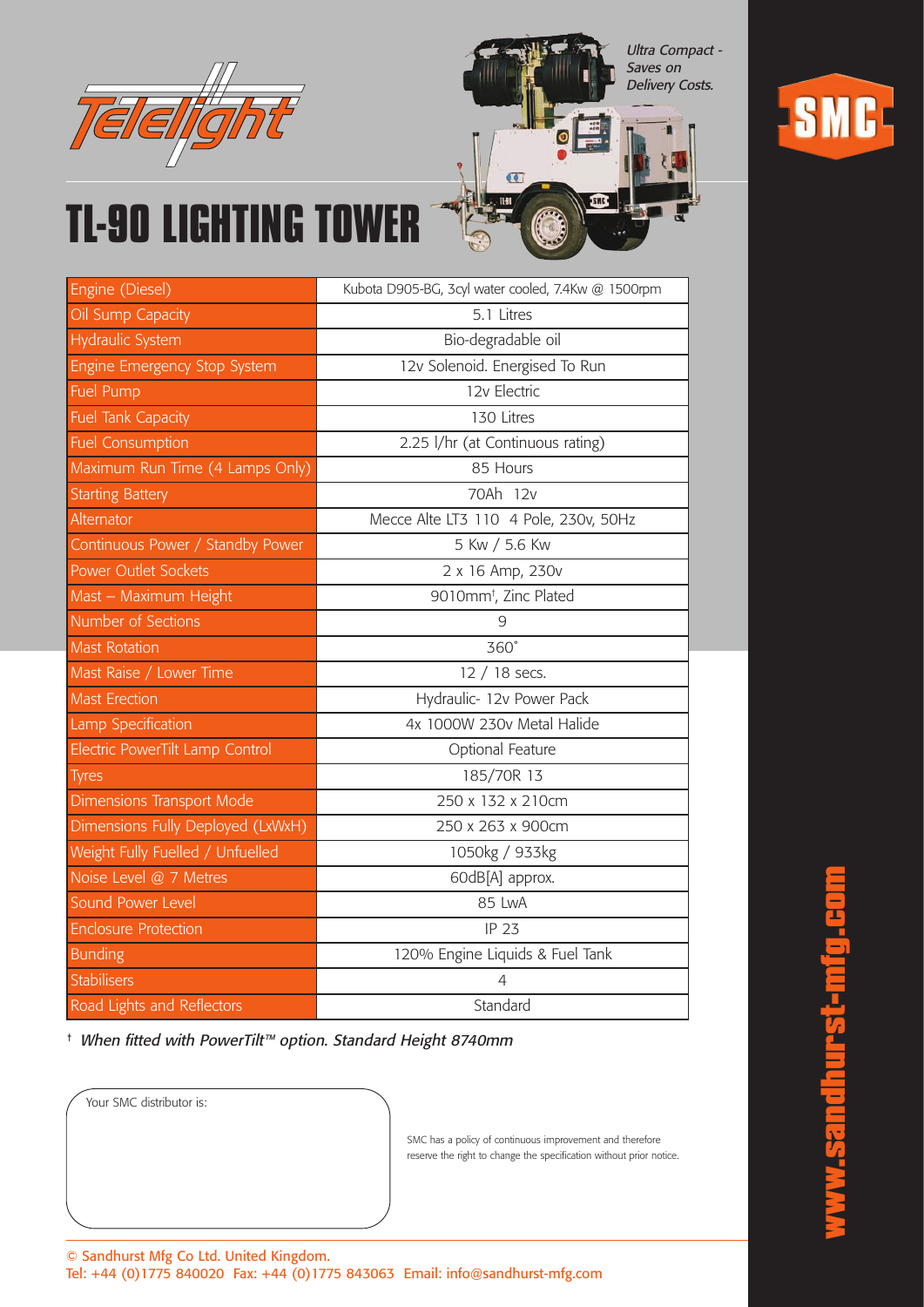Telelight

*Ultra Compact - Saves on Delivery Costs.*

SMC

# TL-90 LIGHTING TOWER

| | |
|---|---|
| Engine (Diesel) | Kubota D905-BG, 3cyl water cooled, 7.4Kw @ 1500rpm |
| Oil Sump Capacity | 5.1 Litres |
| Hydraulic System | Bio-degradable oil |
| Engine Emergency Stop System | 12v Solenoid. Energised To Run |
| Fuel Pump | 12v Electric |
| Fuel Tank Capacity | 130 Litres |
| Fuel Consumption | 2.25 l/hr (at Continuous rating) |
| Maximum Run Time (4 Lamps Only) | 85 Hours |
| Starting Battery | 70Ah 12v |
| Alternator | Mecce Alte LT3 110 4 Pole, 230v, 50Hz |
| Continuous Power / Standby Power | 5 Kw / 5.6 Kw |
| Power Outlet Sockets | 2 x 16 Amp, 230v |
| Mast – Maximum Height | 9010mm†, Zinc Plated |
| Number of Sections | 9 |
| Mast Rotation | 360° |
| Mast Raise / Lower Time | 12 / 18 secs. |
| Mast Erection | Hydraulic- 12v Power Pack |
| Lamp Specification | 4x 1000W 230v Metal Halide |
| Electric PowerTilt Lamp Control | Optional Feature |
| Tyres | 185/70R 13 |
| Dimensions Transport Mode | 250 x 132 x 210cm |
| Dimensions Fully Deployed (LxWxH) | 250 x 263 x 900cm |
| Weight Fully Fuelled / Unfuelled | 1050kg / 933kg |
| Noise Level @ 7 Metres | 60dB[A] approx. |
| Sound Power Level | 85 LwA |
| Enclosure Protection | IP 23 |
| Bunding | 120% Engine Liquids & Fuel Tank |
| Stabilisers | 4 |
| Road Lights and Reflectors | Standard |

† *When fitted with PowerTilt™ option. Standard Height 8740mm*

Your SMC distributor is:

SMC has a policy of continuous improvement and therefore reserve the right to change the specification without prior notice.

© Sandhurst Mfg Co Ltd. United Kingdom.
Tel: +44 (0)1775 840020 Fax: +44 (0)1775 843063 Email: info@sandhurst-mfg.com

www.sandhurst-mfg.com